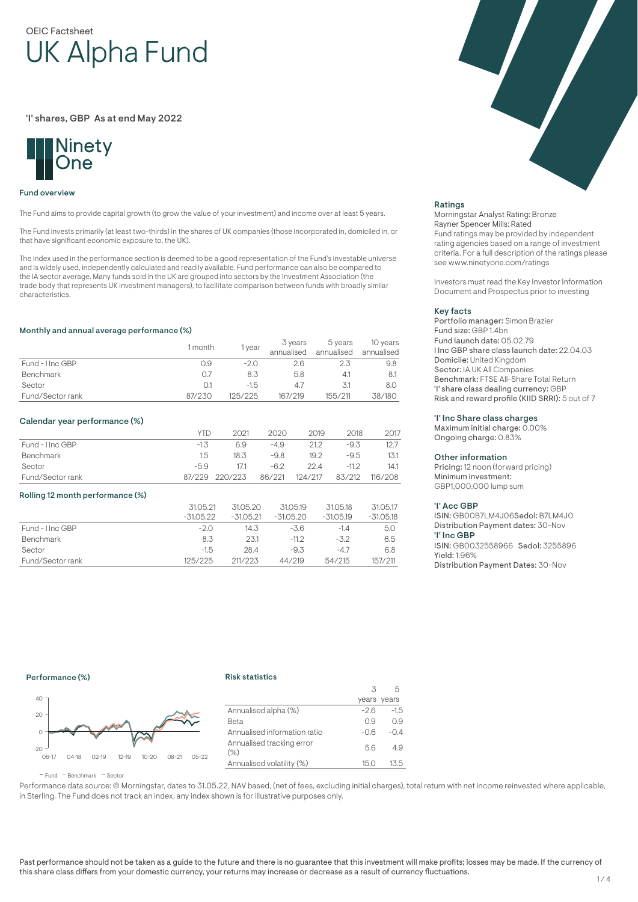OEIC Factsheet

# UK Alpha Fund

'I' shares, GBP As at end May 2022

Ninety One

## Fund overview

The Fund aims to provide capital growth (to grow the value of your investment) and income over at least 5 years.

The Fund invests primarily (at least two-thirds) in the shares of UK companies (those incorporated in, domiciled in, or that have significant economic exposure to, the UK).

The index used in the performance section is deemed to be a good representation of the Fund's investable universe and is widely used, independently calculated and readily available. Fund performance can also be compared to the IA sector average. Many funds sold in the UK are grouped into sectors by the Investment Association (the trade body that represents UK investment managers), to facilitate comparison between funds with broadly similar characteristics.

### Monthly and annual average performance (%)

| | 1 month | 1 year | 3 years annualised | 5 years annualised | 10 years annualised |
|---|---|---|---|---|---|
| Fund - I Inc GBP | 0.9 | -2.0 | 2.6 | 2.3 | 9.8 |
| Benchmark | 0.7 | 8.3 | 5.8 | 4.1 | 8.1 |
| Sector | 0.1 | -1.5 | 4.7 | 3.1 | 8.0 |
| Fund/Sector rank | 87/230 | 125/225 | 167/219 | 155/211 | 38/180 |

### Calendar year performance (%)

| | YTD | 2021 | 2020 | 2019 | 2018 | 2017 |
|---|---|---|---|---|---|---|
| Fund - I Inc GBP | -1.3 | 6.9 | -4.9 | 21.2 | -9.3 | 12.7 |
| Benchmark | 1.5 | 18.3 | -9.8 | 19.2 | -9.5 | 13.1 |
| Sector | -5.9 | 17.1 | -6.2 | 22.4 | -11.2 | 14.1 |
| Fund/Sector rank | 87/229 | 220/223 | 86/221 | 124/217 | 83/212 | 116/208 |

### Rolling 12 month performance (%)

| | 31.05.21 -31.05.22 | 31.05.20 -31.05.21 | 31.05.19 -31.05.20 | 31.05.18 -31.05.19 | 31.05.17 -31.05.18 |
|---|---|---|---|---|---|
| Fund - I Inc GBP | -2.0 | 14.3 | -3.6 | -1.4 | 5.0 |
| Benchmark | 8.3 | 23.1 | -11.2 | -3.2 | 6.5 |
| Sector | -1.5 | 28.4 | -9.3 | -4.7 | 6.8 |
| Fund/Sector rank | 125/225 | 211/223 | 44/219 | 54/215 | 157/211 |

### Performance (%)

— Fund — Benchmark — Sector

### Risk statistics

| | 3 years | 5 years |
|---|---|---|
| Annualised alpha (%) | -2.6 | -1.5 |
| Beta | 0.9 | 0.9 |
| Annualised information ratio | -0.6 | -0.4 |
| Annualised tracking error (%) | 5.6 | 4.9 |
| Annualised volatility (%) | 15.0 | 13.5 |

Performance data source: © Morningstar, dates to 31.05.22, NAV based, (net of fees, excluding initial charges), total return with net income reinvested where applicable, in Sterling. The Fund does not track an index, any index shown is for illustrative purposes only.

### Ratings

Morningstar Analyst Rating: Bronze
Rayner Spencer Mills: Rated
Fund ratings may be provided by independent rating agencies based on a range of investment criteria. For a full description of the ratings please see www.ninetyone.com/ratings

Investors must read the Key Investor Information Document and Prospectus prior to investing

### Key facts

**Portfolio manager:** Simon Brazier
**Fund size:** GBP 1.4bn
**Fund launch date:** 05.02.79
**I Inc GBP share class launch date:** 22.04.03
**Domicile:** United Kingdom
**Sector:** IA UK All Companies
**Benchmark:** FTSE All-Share Total Return
**'I' share class dealing currency:** GBP
**Risk and reward profile (KIID SRRI):** 5 out of 7

### 'I' Inc Share class charges

**Maximum initial charge:** 0.00%
**Ongoing charge:** 0.83%

### Other information

**Pricing:** 12 noon (forward pricing)
**Minimum investment:** GBP1,000,000 lump sum

### 'I' Acc GBP

**ISIN:** GB00B7LM4J06 **Sedol:** B7LM4J0
**Distribution Payment dates:** 30-Nov

### 'I' Inc GBP

**ISIN:** GB0032558966 **Sedol:** 3255896
**Yield:** 1.96%
**Distribution Payment Dates:** 30-Nov

Past performance should not be taken as a guide to the future and there is no guarantee that this investment will make profits; losses may be made. If the currency of this share class differs from your domestic currency, your returns may increase or decrease as a result of currency fluctuations.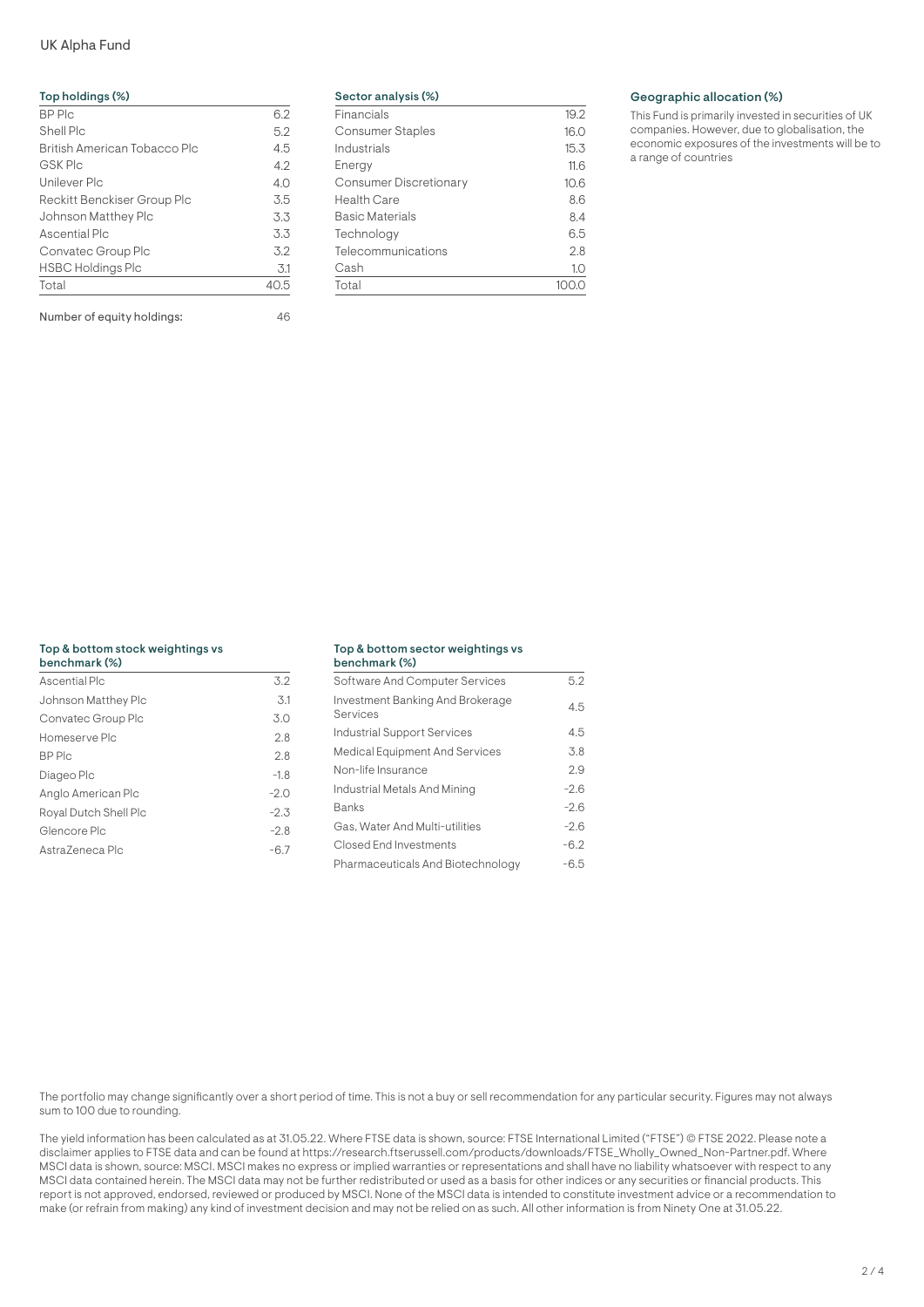UK Alpha Fund

### Top holdings (%)

| Holding | % |
|---|---|
| BP Plc | 6.2 |
| Shell Plc | 5.2 |
| British American Tobacco Plc | 4.5 |
| GSK Plc | 4.2 |
| Unilever Plc | 4.0 |
| Reckitt Benckiser Group Plc | 3.5 |
| Johnson Matthey Plc | 3.3 |
| Ascential Plc | 3.3 |
| Convatec Group Plc | 3.2 |
| HSBC Holdings Plc | 3.1 |
| Total | 40.5 |

Number of equity holdings: 46

### Sector analysis (%)

| Sector | % |
|---|---|
| Financials | 19.2 |
| Consumer Staples | 16.0 |
| Industrials | 15.3 |
| Energy | 11.6 |
| Consumer Discretionary | 10.6 |
| Health Care | 8.6 |
| Basic Materials | 8.4 |
| Technology | 6.5 |
| Telecommunications | 2.8 |
| Cash | 1.0 |
| Total | 100.0 |

### Geographic allocation (%)

This Fund is primarily invested in securities of UK companies. However, due to globalisation, the economic exposures of the investments will be to a range of countries

### Top & bottom stock weightings vs benchmark (%)

| Stock | % |
|---|---|
| Ascential Plc | 3.2 |
| Johnson Matthey Plc | 3.1 |
| Convatec Group Plc | 3.0 |
| Homeserve Plc | 2.8 |
| BP Plc | 2.8 |
| Diageo Plc | -1.8 |
| Anglo American Plc | -2.0 |
| Royal Dutch Shell Plc | -2.3 |
| Glencore Plc | -2.8 |
| AstraZeneca Plc | -6.7 |

### Top & bottom sector weightings vs benchmark (%)

| Sector | % |
|---|---|
| Software And Computer Services | 5.2 |
| Investment Banking And Brokerage Services | 4.5 |
| Industrial Support Services | 4.5 |
| Medical Equipment And Services | 3.8 |
| Non-life Insurance | 2.9 |
| Industrial Metals And Mining | -2.6 |
| Banks | -2.6 |
| Gas, Water And Multi-utilities | -2.6 |
| Closed End Investments | -6.2 |
| Pharmaceuticals And Biotechnology | -6.5 |

The portfolio may change significantly over a short period of time. This is not a buy or sell recommendation for any particular security. Figures may not always sum to 100 due to rounding.

The yield information has been calculated as at 31.05.22. Where FTSE data is shown, source: FTSE International Limited ("FTSE") © FTSE 2022. Please note a disclaimer applies to FTSE data and can be found at https://research.ftserussell.com/products/downloads/FTSE_Wholly_Owned_Non-Partner.pdf. Where MSCI data is shown, source: MSCI. MSCI makes no express or implied warranties or representations and shall have no liability whatsoever with respect to any MSCI data contained herein. The MSCI data may not be further redistributed or used as a basis for other indices or any securities or financial products. This report is not approved, endorsed, reviewed or produced by MSCI. None of the MSCI data is intended to constitute investment advice or a recommendation to make (or refrain from making) any kind of investment decision and may not be relied on as such. All other information is from Ninety One at 31.05.22.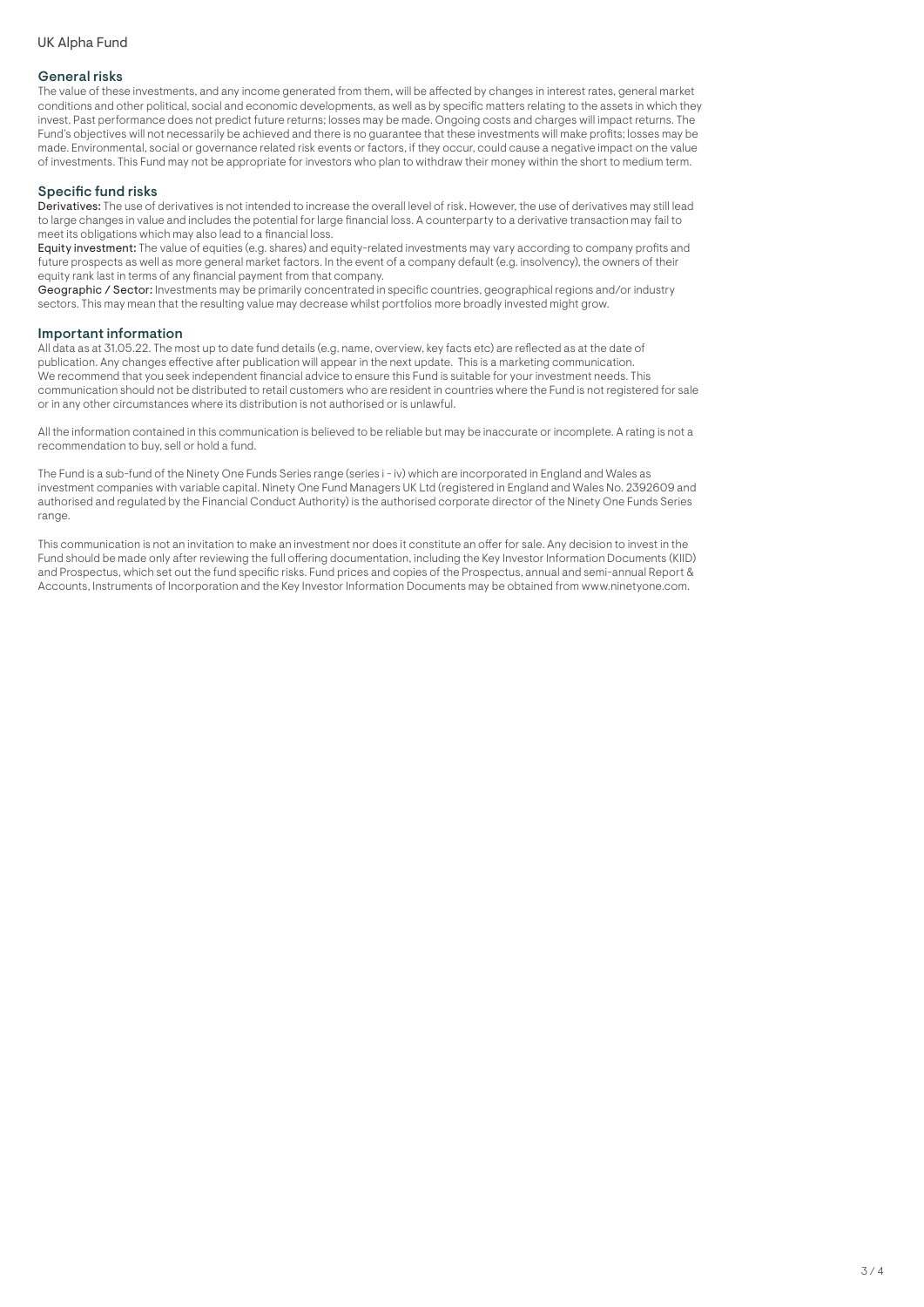## General risks

The value of these investments, and any income generated from them, will be affected by changes in interest rates, general market conditions and other political, social and economic developments, as well as by specific matters relating to the assets in which they invest. Past performance does not predict future returns; losses may be made. Ongoing costs and charges will impact returns. The Fund's objectives will not necessarily be achieved and there is no guarantee that these investments will make profits; losses may be made. Environmental, social or governance related risk events or factors, if they occur, could cause a negative impact on the value of investments. This Fund may not be appropriate for investors who plan to withdraw their money within the short to medium term.

## Specific fund risks

**Derivatives:** The use of derivatives is not intended to increase the overall level of risk. However, the use of derivatives may still lead to large changes in value and includes the potential for large financial loss. A counterparty to a derivative transaction may fail to meet its obligations which may also lead to a financial loss.
**Equity investment:** The value of equities (e.g. shares) and equity-related investments may vary according to company profits and future prospects as well as more general market factors. In the event of a company default (e.g. insolvency), the owners of their equity rank last in terms of any financial payment from that company.
**Geographic / Sector:** Investments may be primarily concentrated in specific countries, geographical regions and/or industry sectors. This may mean that the resulting value may decrease whilst portfolios more broadly invested might grow.

## Important information

All data as at 31.05.22. The most up to date fund details (e.g. name, overview, key facts etc) are reflected as at the date of publication. Any changes effective after publication will appear in the next update. This is a marketing communication. We recommend that you seek independent financial advice to ensure this Fund is suitable for your investment needs. This communication should not be distributed to retail customers who are resident in countries where the Fund is not registered for sale or in any other circumstances where its distribution is not authorised or is unlawful.

All the information contained in this communication is believed to be reliable but may be inaccurate or incomplete. A rating is not a recommendation to buy, sell or hold a fund.

The Fund is a sub-fund of the Ninety One Funds Series range (series i - iv) which are incorporated in England and Wales as investment companies with variable capital. Ninety One Fund Managers UK Ltd (registered in England and Wales No. 2392609 and authorised and regulated by the Financial Conduct Authority) is the authorised corporate director of the Ninety One Funds Series range.

This communication is not an invitation to make an investment nor does it constitute an offer for sale. Any decision to invest in the Fund should be made only after reviewing the full offering documentation, including the Key Investor Information Documents (KIID) and Prospectus, which set out the fund specific risks. Fund prices and copies of the Prospectus, annual and semi-annual Report & Accounts, Instruments of Incorporation and the Key Investor Information Documents may be obtained from www.ninetyone.com.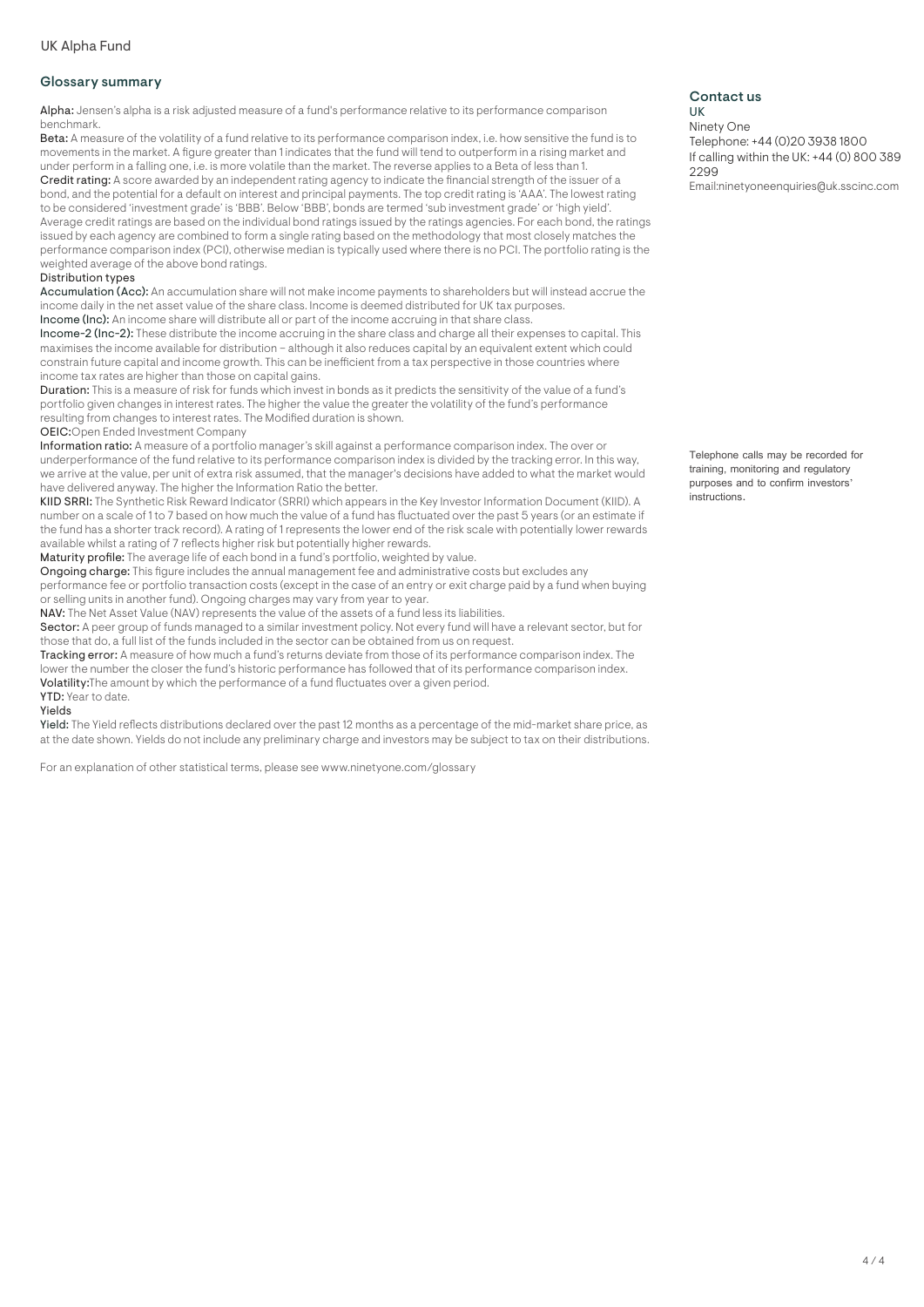## Glossary summary

**Alpha:** Jensen's alpha is a risk adjusted measure of a fund's performance relative to its performance comparison benchmark.

**Beta:** A measure of the volatility of a fund relative to its performance comparison index, i.e. how sensitive the fund is to movements in the market. A figure greater than 1 indicates that the fund will tend to outperform in a rising market and under perform in a falling one, i.e. is more volatile than the market. The reverse applies to a Beta of less than 1.

**Credit rating:** A score awarded by an independent rating agency to indicate the financial strength of the issuer of a bond, and the potential for a default on interest and principal payments. The top credit rating is 'AAA'. The lowest rating to be considered 'investment grade' is 'BBB'. Below 'BBB', bonds are termed 'sub investment grade' or 'high yield'. Average credit ratings are based on the individual bond ratings issued by the ratings agencies. For each bond, the ratings issued by each agency are combined to form a single rating based on the methodology that most closely matches the performance comparison index (PCI), otherwise median is typically used where there is no PCI. The portfolio rating is the weighted average of the above bond ratings.

**Distribution types**

**Accumulation (Acc):** An accumulation share will not make income payments to shareholders but will instead accrue the income daily in the net asset value of the share class. Income is deemed distributed for UK tax purposes.

**Income (Inc):** An income share will distribute all or part of the income accruing in that share class.

**Income-2 (Inc-2):** These distribute the income accruing in the share class and charge all their expenses to capital. This maximises the income available for distribution – although it also reduces capital by an equivalent extent which could constrain future capital and income growth. This can be inefficient from a tax perspective in those countries where income tax rates are higher than those on capital gains.

**Duration:** This is a measure of risk for funds which invest in bonds as it predicts the sensitivity of the value of a fund's portfolio given changes in interest rates. The higher the value the greater the volatility of the fund's performance resulting from changes to interest rates. The Modified duration is shown.

**OEIC:** Open Ended Investment Company

**Information ratio:** A measure of a portfolio manager's skill against a performance comparison index. The over or underperformance of the fund relative to its performance comparison index is divided by the tracking error. In this way, we arrive at the value, per unit of extra risk assumed, that the manager's decisions have added to what the market would have delivered anyway. The higher the Information Ratio the better.

**KIID SRRI:** The Synthetic Risk Reward Indicator (SRRI) which appears in the Key Investor Information Document (KIID). A number on a scale of 1 to 7 based on how much the value of a fund has fluctuated over the past 5 years (or an estimate if the fund has a shorter track record). A rating of 1 represents the lower end of the risk scale with potentially lower rewards available whilst a rating of 7 reflects higher risk but potentially higher rewards.

**Maturity profile:** The average life of each bond in a fund's portfolio, weighted by value.

**Ongoing charge:** This figure includes the annual management fee and administrative costs but excludes any performance fee or portfolio transaction costs (except in the case of an entry or exit charge paid by a fund when buying or selling units in another fund). Ongoing charges may vary from year to year.

**NAV:** The Net Asset Value (NAV) represents the value of the assets of a fund less its liabilities.

**Sector:** A peer group of funds managed to a similar investment policy. Not every fund will have a relevant sector, but for those that do, a full list of the funds included in the sector can be obtained from us on request.

**Tracking error:** A measure of how much a fund's returns deviate from those of its performance comparison index. The lower the number the closer the fund's historic performance has followed that of its performance comparison index.

**Volatility:** The amount by which the performance of a fund fluctuates over a given period.

**YTD:** Year to date.

**Yields**

**Yield:** The Yield reflects distributions declared over the past 12 months as a percentage of the mid-market share price, as at the date shown. Yields do not include any preliminary charge and investors may be subject to tax on their distributions.

For an explanation of other statistical terms, please see www.ninetyone.com/glossary

## Contact us

**UK**

Ninety One
Telephone: +44 (0)20 3938 1800
If calling within the UK: +44 (0) 800 389 2299
Email:ninetyoneenquiries@uk.sscinc.com

Telephone calls may be recorded for training, monitoring and regulatory purposes and to confirm investors' instructions.